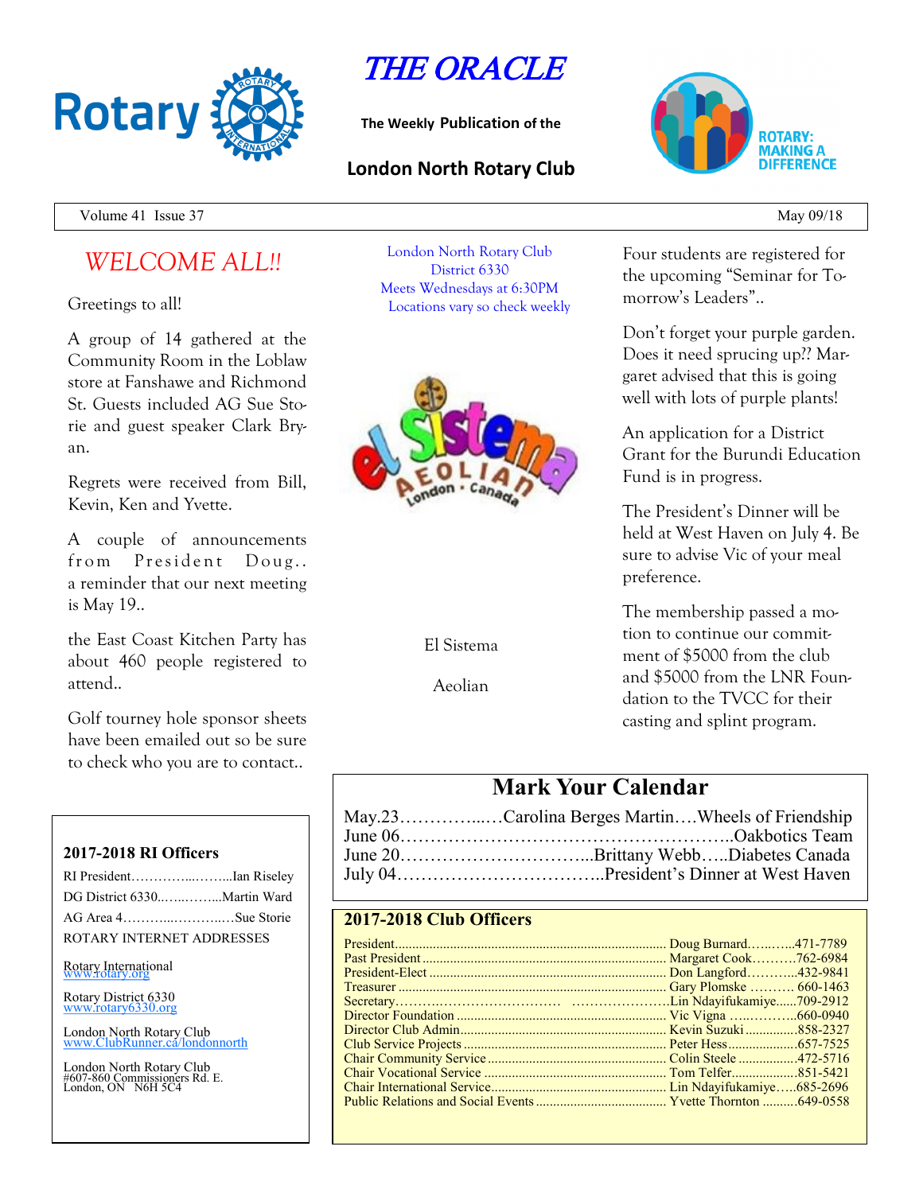# THE ORACLE

**The Weekly Publication of the**

## London North Rotary Club

Volume 41 Issue 37 May 09/18

## WELCOME ALL!!

Greetings to all!

A group of 14 gathered at the Community Room in the Loblaw store at Fanshawe and Richmond St. Guests included AG Sue Storie and guest speaker Clark Bryan.

Regrets were received from Bill, Kevin, Ken and Yvette.

A couple of announcements from President Doug.. a reminder that our next meeting is May 19..

the East Coast Kitchen Party has about 460 people registered to attend..

Golf tourney hole sponsor sheets have been emailed out so be sure to check who you are to contact..

London North Rotary Club
District 6330
Meets Wednesdays at 6:30PM
Locations vary so check weekly

El Sistema

Aeolian

Four students are registered for the upcoming "Seminar for Tomorrow's Leaders"..

Don't forget your purple garden. Does it need sprucing up?? Margaret advised that this is going well with lots of purple plants!

An application for a District Grant for the Burundi Education Fund is in progress.

The President's Dinner will be held at West Haven on July 4. Be sure to advise Vic of your meal preference.

The membership passed a motion to continue our commitment of $5000 from the club and $5000 from the LNR Foundation to the TVCC for their casting and splint program.

## Mark Your Calendar

May.23……………..…Carolina Berges Martin….Wheels of Friendship
June 06………………………………………………..Oakbotics Team
June 20…………………………….Brittany Webb…..Diabetes Canada
July 04……………………………..President's Dinner at West Haven

### 2017-2018 RI Officers

RI President…………...……...Ian Riseley
DG District 6330..…..……...Martin Ward
AG Area 4………...………..…Sue Storie

ROTARY INTERNET ADDRESSES

Rotary International
www.rotary.org

Rotary District 6330
www.rotary6330.org

London North Rotary Club
www.ClubRunner.ca/londonnorth

London North Rotary Club
#607-860 Commissioners Rd. E.
London, ON N6H 5C4

### 2017-2018 Club Officers

| Position | Name | Phone |
|---|---|---|
| President | Doug Burnard | 471-7789 |
| Past President | Margaret Cook | 762-6984 |
| President-Elect | Don Langford | 432-9841 |
| Treasurer | Gary Plomske | 660-1463 |
| Secretary | Lin Ndayifukamiye | 709-2912 |
| Director Foundation | Vic Vigna | 660-0940 |
| Director Club Admin | Kevin Suzuki | 858-2327 |
| Club Service Projects | Peter Hess | 657-7525 |
| Chair Community Service | Colin Steele | 472-5716 |
| Chair Vocational Service | Tom Telfer | 851-5421 |
| Chair International Service | Lin Ndayifukamiye | 685-2696 |
| Public Relations and Social Events | Yvette Thornton | 649-0558 |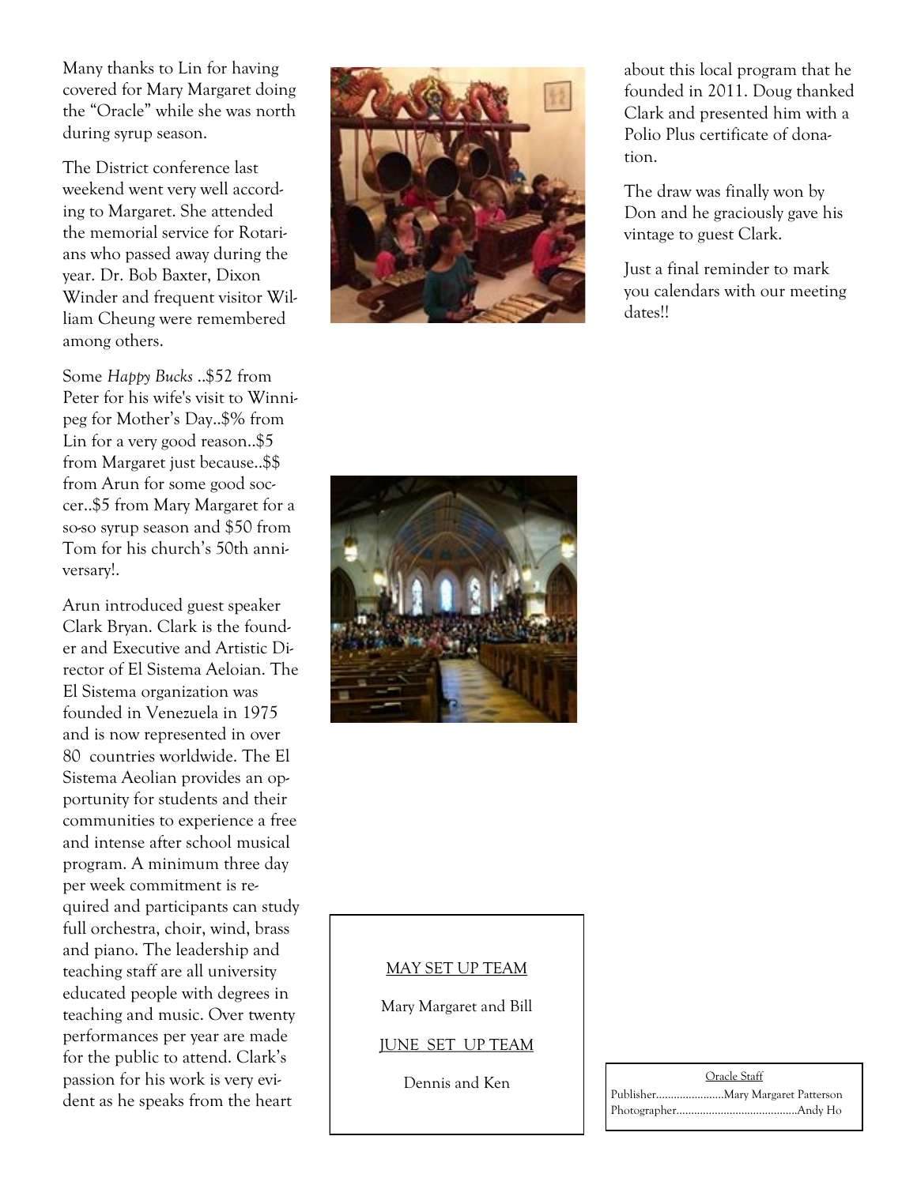Many thanks to Lin for having covered for Mary Margaret doing the “Oracle” while she was north during syrup season.

The District conference last weekend went very well according to Margaret. She attended the memorial service for Rotarians who passed away during the year. Dr. Bob Baxter, Dixon Winder and frequent visitor William Cheung were remembered among others.

Some *Happy Bucks* ..$52 from Peter for his wife's visit to Winnipeg for Mother’s Day..$% from Lin for a very good reason..$5 from Margaret just because..$$ from Arun for some good soccer..$5 from Mary Margaret for a so-so syrup season and $50 from Tom for his church’s 50th anniversary!.

Arun introduced guest speaker Clark Bryan. Clark is the founder and Executive and Artistic Director of El Sistema Aeloian. The El Sistema organization was founded in Venezuela in 1975 and is now represented in over 80 countries worldwide. The El Sistema Aeolian provides an opportunity for students and their communities to experience a free and intense after school musical program. A minimum three day per week commitment is required and participants can study full orchestra, choir, wind, brass and piano. The leadership and teaching staff are all university educated people with degrees in teaching and music. Over twenty performances per year are made for the public to attend. Clark’s passion for his work is very evident as he speaks from the heart about this local program that he founded in 2011. Doug thanked Clark and presented him with a Polio Plus certificate of donation.

The draw was finally won by Don and he graciously gave his vintage to guest Clark.

Just a final reminder to mark you calendars with our meeting dates!!

MAY SET UP TEAM

Mary Margaret and Bill

JUNE SET UP TEAM

Dennis and Ken

Oracle Staff

Publisher.......................Mary Margaret Patterson

Photographer.........................................Andy Ho